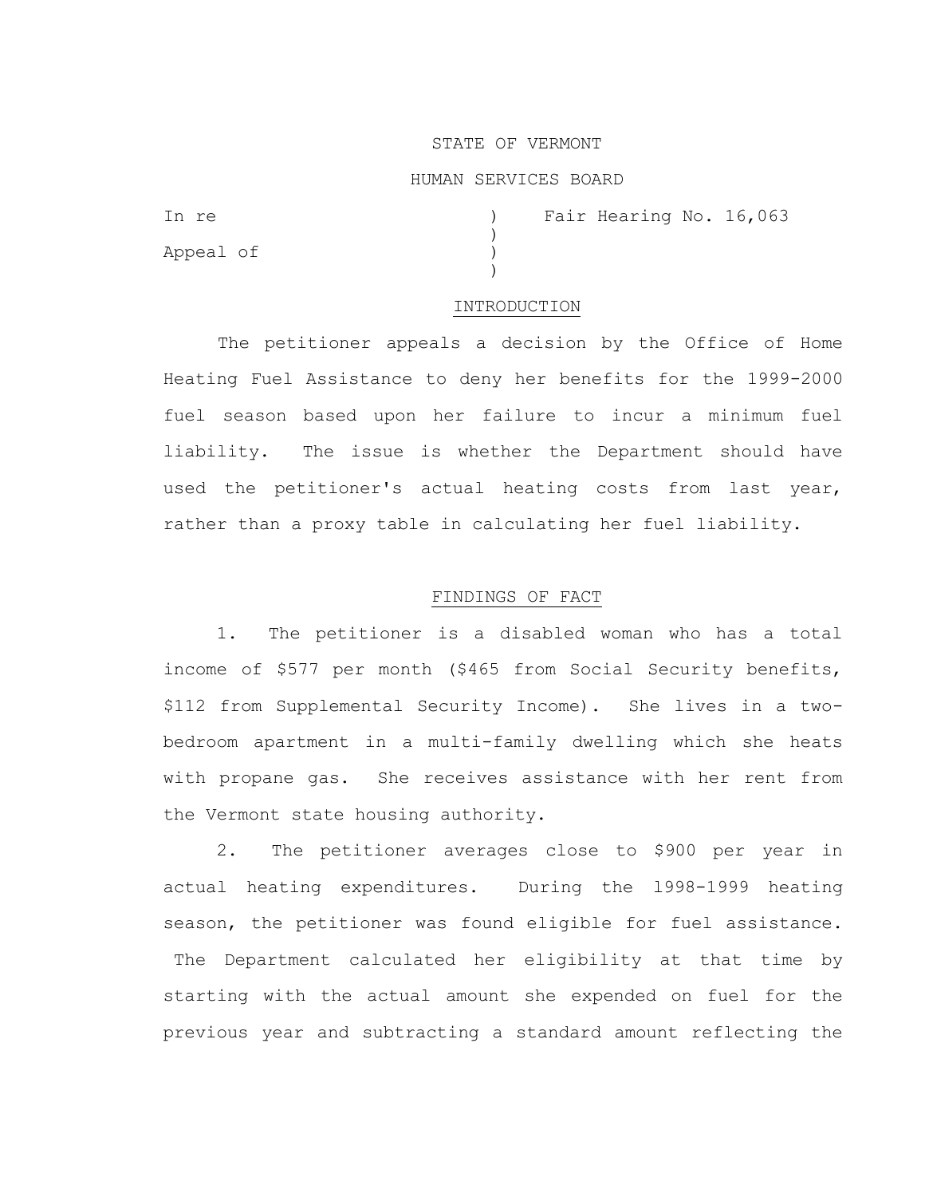STATE OF VERMONT

HUMAN SERVICES BOARD

In re ) Fair Hearing No. 16,063
)
Appeal of )
)

## INTRODUCTION

The petitioner appeals a decision by the Office of Home Heating Fuel Assistance to deny her benefits for the 1999-2000 fuel season based upon her failure to incur a minimum fuel liability. The issue is whether the Department should have used the petitioner's actual heating costs from last year, rather than a proxy table in calculating her fuel liability.

## FINDINGS OF FACT

1. The petitioner is a disabled woman who has a total income of $577 per month ($465 from Social Security benefits, $112 from Supplemental Security Income). She lives in a two-bedroom apartment in a multi-family dwelling which she heats with propane gas. She receives assistance with her rent from the Vermont state housing authority.

2. The petitioner averages close to $900 per year in actual heating expenditures. During the 1998-1999 heating season, the petitioner was found eligible for fuel assistance. The Department calculated her eligibility at that time by starting with the actual amount she expended on fuel for the previous year and subtracting a standard amount reflecting the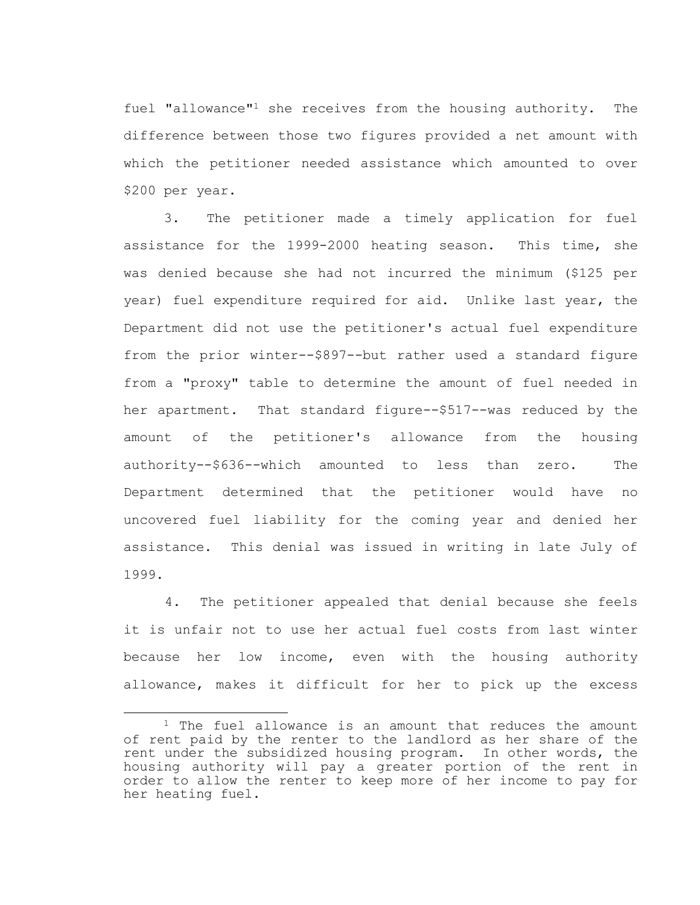fuel "allowance"[1] she receives from the housing authority. The difference between those two figures provided a net amount with which the petitioner needed assistance which amounted to over $200 per year.

3. The petitioner made a timely application for fuel assistance for the 1999-2000 heating season. This time, she was denied because she had not incurred the minimum ($125 per year) fuel expenditure required for aid. Unlike last year, the Department did not use the petitioner's actual fuel expenditure from the prior winter--$897--but rather used a standard figure from a "proxy" table to determine the amount of fuel needed in her apartment. That standard figure--$517--was reduced by the amount of the petitioner's allowance from the housing authority--$636--which amounted to less than zero. The Department determined that the petitioner would have no uncovered fuel liability for the coming year and denied her assistance. This denial was issued in writing in late July of 1999.

4. The petitioner appealed that denial because she feels it is unfair not to use her actual fuel costs from last winter because her low income, even with the housing authority allowance, makes it difficult for her to pick up the excess

---

[1] The fuel allowance is an amount that reduces the amount of rent paid by the renter to the landlord as her share of the rent under the subsidized housing program. In other words, the housing authority will pay a greater portion of the rent in order to allow the renter to keep more of her income to pay for her heating fuel.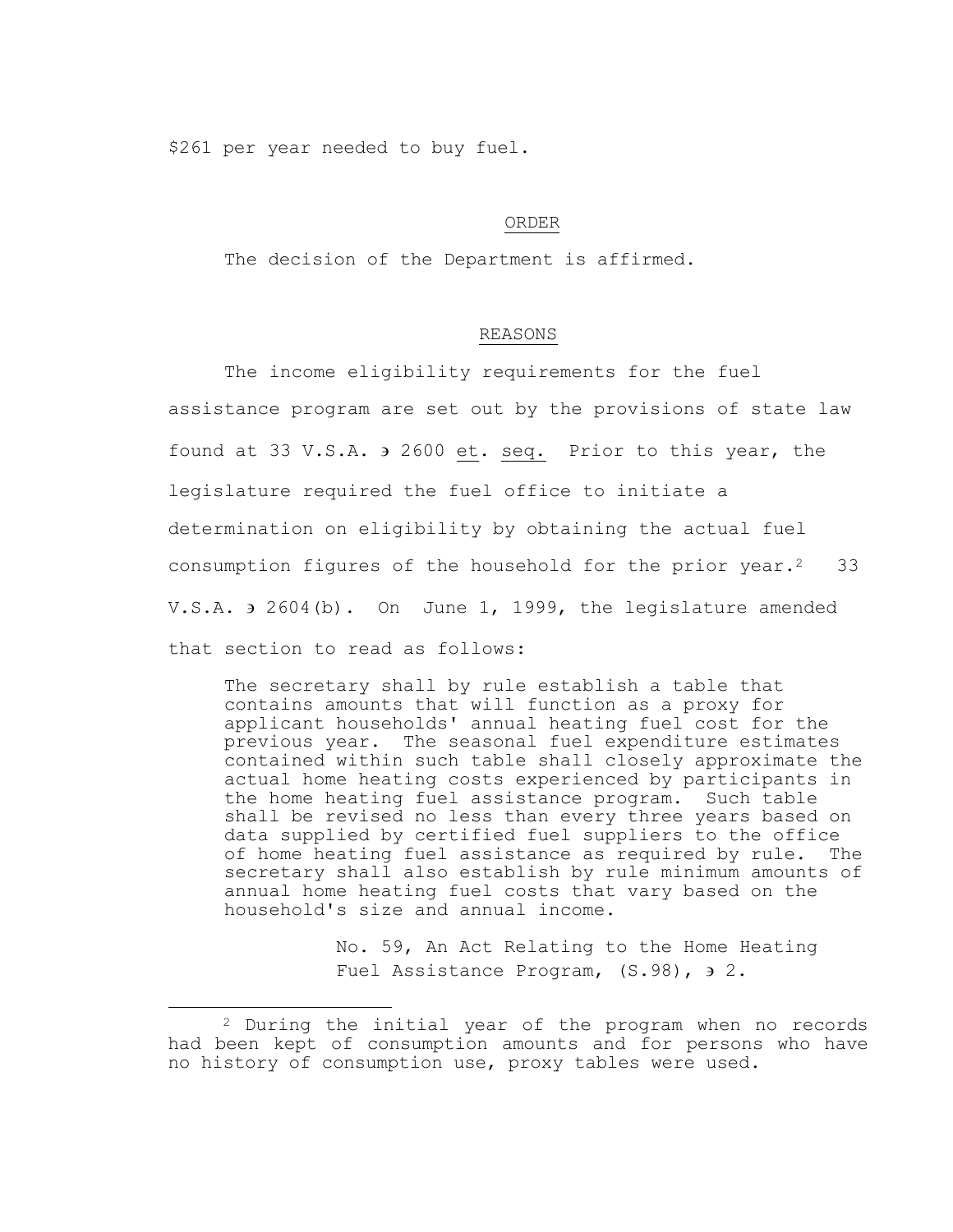$261 per year needed to buy fuel.

## ORDER

The decision of the Department is affirmed.

## REASONS

The income eligibility requirements for the fuel assistance program are set out by the provisions of state law found at 33 V.S.A. § 2600 et. seq. Prior to this year, the legislature required the fuel office to initiate a determination on eligibility by obtaining the actual fuel consumption figures of the household for the prior year.[2] 33 V.S.A. § 2604(b). On June 1, 1999, the legislature amended that section to read as follows:

> The secretary shall by rule establish a table that contains amounts that will function as a proxy for applicant households' annual heating fuel cost for the previous year. The seasonal fuel expenditure estimates contained within such table shall closely approximate the actual home heating costs experienced by participants in the home heating fuel assistance program. Such table shall be revised no less than every three years based on data supplied by certified fuel suppliers to the office of home heating fuel assistance as required by rule. The secretary shall also establish by rule minimum amounts of annual home heating fuel costs that vary based on the household's size and annual income.
>
> No. 59, An Act Relating to the Home Heating Fuel Assistance Program, (S.98), § 2.

---

[2] During the initial year of the program when no records had been kept of consumption amounts and for persons who have no history of consumption use, proxy tables were used.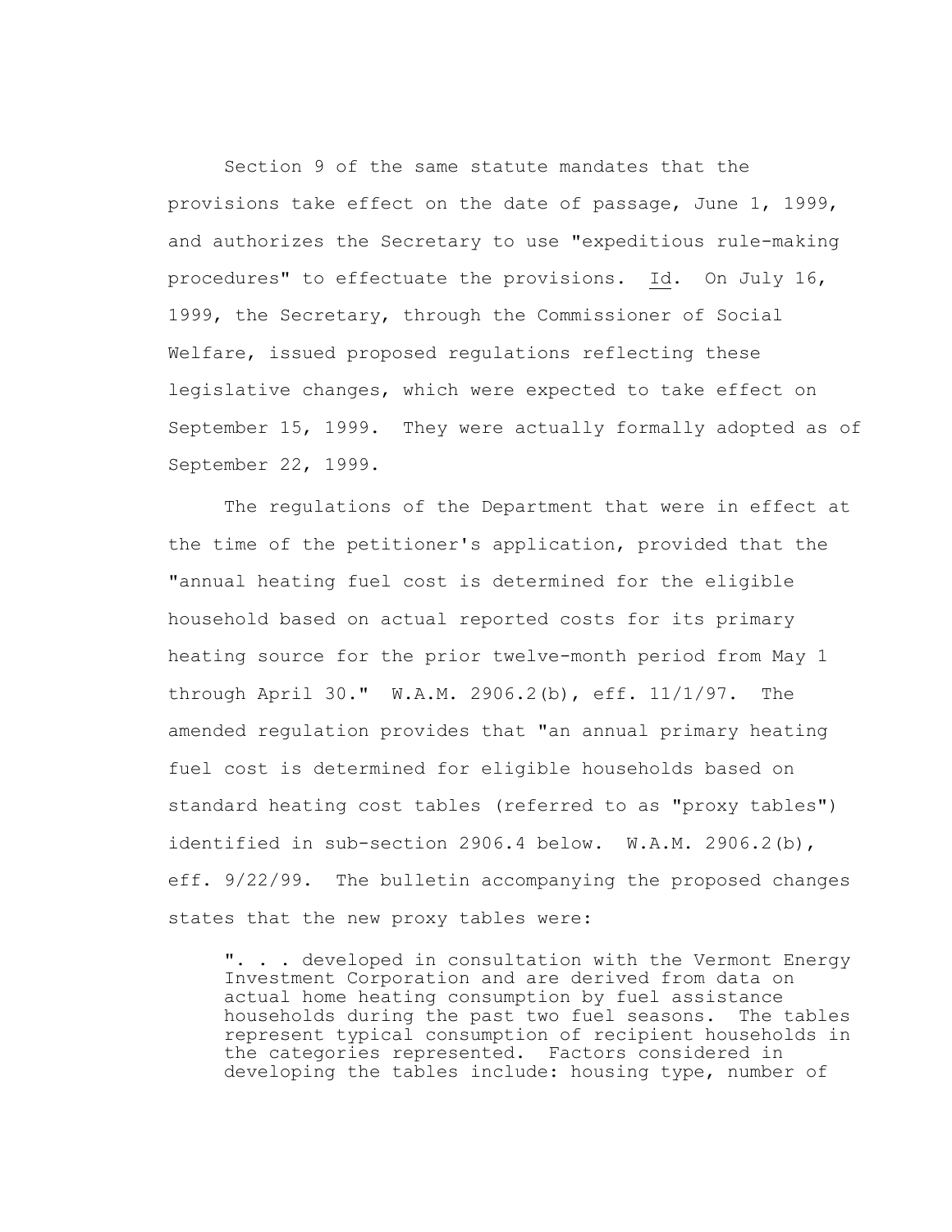Section 9 of the same statute mandates that the provisions take effect on the date of passage, June 1, 1999, and authorizes the Secretary to use "expeditious rule-making procedures" to effectuate the provisions. Id. On July 16, 1999, the Secretary, through the Commissioner of Social Welfare, issued proposed regulations reflecting these legislative changes, which were expected to take effect on September 15, 1999. They were actually formally adopted as of September 22, 1999.

The regulations of the Department that were in effect at the time of the petitioner's application, provided that the "annual heating fuel cost is determined for the eligible household based on actual reported costs for its primary heating source for the prior twelve-month period from May 1 through April 30." W.A.M. 2906.2(b), eff. 11/1/97. The amended regulation provides that "an annual primary heating fuel cost is determined for eligible households based on standard heating cost tables (referred to as "proxy tables") identified in sub-section 2906.4 below. W.A.M. 2906.2(b), eff. 9/22/99. The bulletin accompanying the proposed changes states that the new proxy tables were:

> ". . . developed in consultation with the Vermont Energy Investment Corporation and are derived from data on actual home heating consumption by fuel assistance households during the past two fuel seasons. The tables represent typical consumption of recipient households in the categories represented. Factors considered in developing the tables include: housing type, number of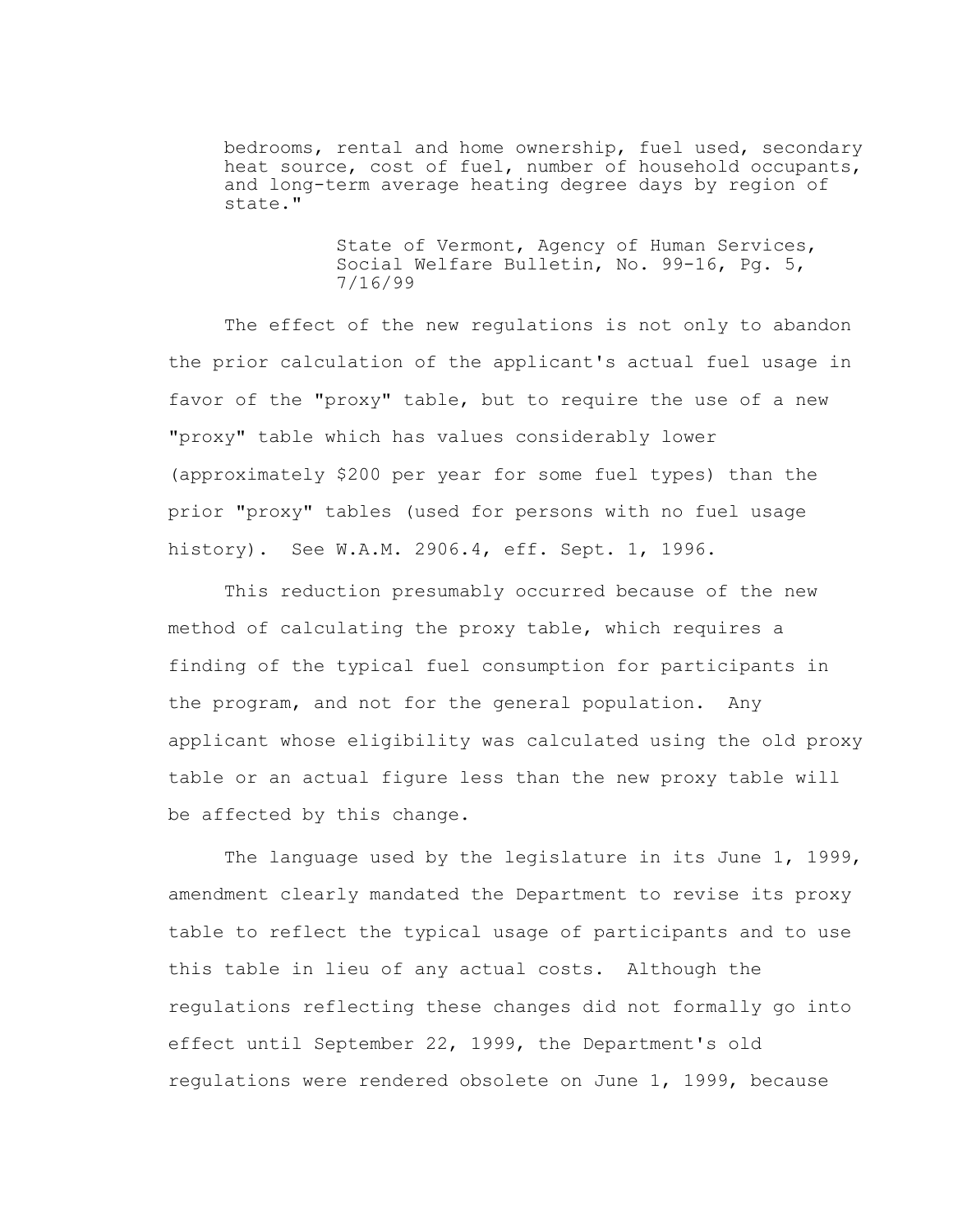> bedrooms, rental and home ownership, fuel used, secondary heat source, cost of fuel, number of household occupants, and long-term average heating degree days by region of state."
>
> State of Vermont, Agency of Human Services, Social Welfare Bulletin, No. 99-16, Pg. 5, 7/16/99

The effect of the new regulations is not only to abandon the prior calculation of the applicant's actual fuel usage in favor of the "proxy" table, but to require the use of a new "proxy" table which has values considerably lower (approximately $200 per year for some fuel types) than the prior "proxy" tables (used for persons with no fuel usage history). See W.A.M. 2906.4, eff. Sept. 1, 1996.

This reduction presumably occurred because of the new method of calculating the proxy table, which requires a finding of the typical fuel consumption for participants in the program, and not for the general population. Any applicant whose eligibility was calculated using the old proxy table or an actual figure less than the new proxy table will be affected by this change.

The language used by the legislature in its June 1, 1999, amendment clearly mandated the Department to revise its proxy table to reflect the typical usage of participants and to use this table in lieu of any actual costs. Although the regulations reflecting these changes did not formally go into effect until September 22, 1999, the Department's old regulations were rendered obsolete on June 1, 1999, because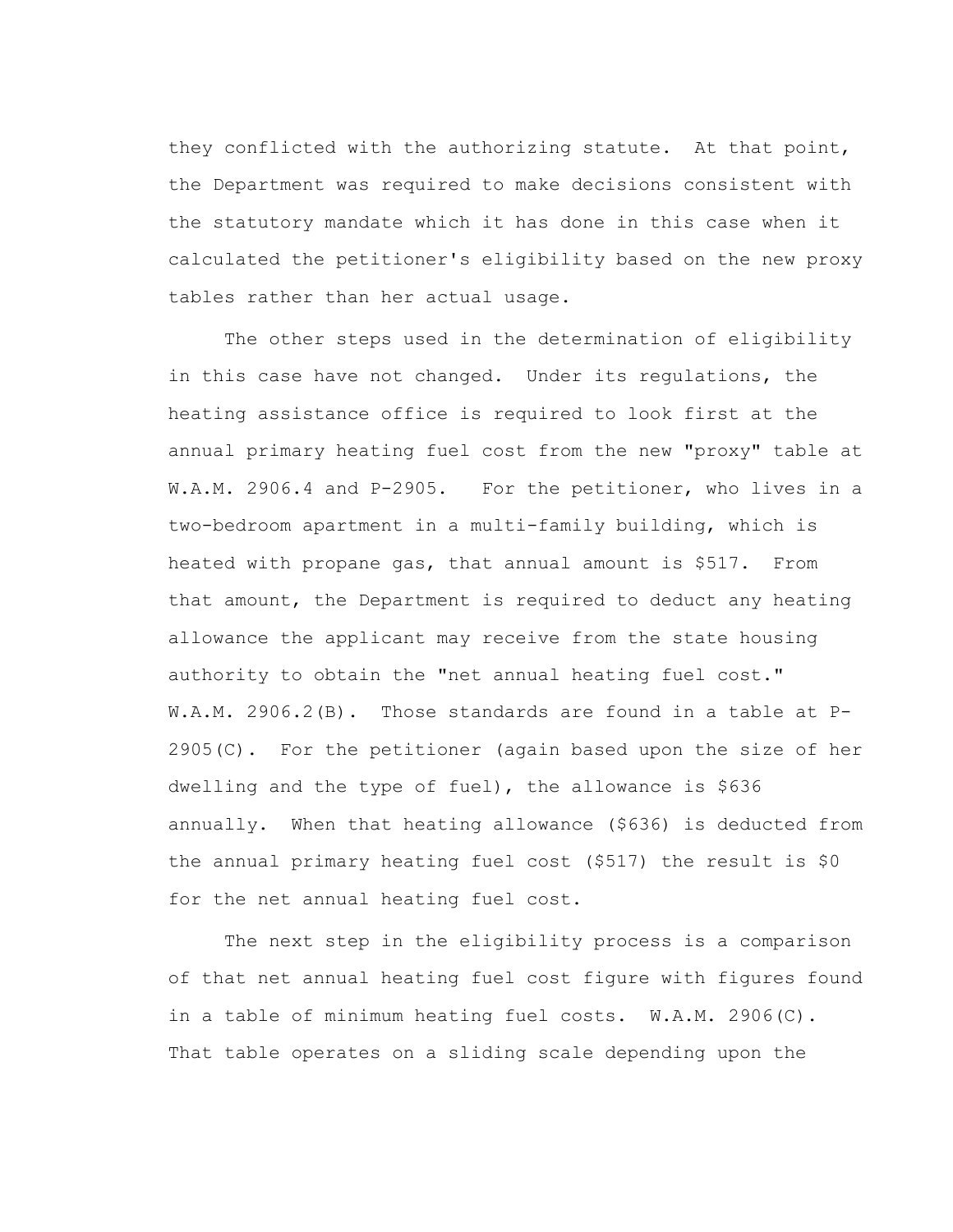they conflicted with the authorizing statute. At that point, the Department was required to make decisions consistent with the statutory mandate which it has done in this case when it calculated the petitioner's eligibility based on the new proxy tables rather than her actual usage.

The other steps used in the determination of eligibility in this case have not changed. Under its regulations, the heating assistance office is required to look first at the annual primary heating fuel cost from the new "proxy" table at W.A.M. 2906.4 and P-2905. For the petitioner, who lives in a two-bedroom apartment in a multi-family building, which is heated with propane gas, that annual amount is $517. From that amount, the Department is required to deduct any heating allowance the applicant may receive from the state housing authority to obtain the "net annual heating fuel cost." W.A.M. 2906.2(B). Those standards are found in a table at P-2905(C). For the petitioner (again based upon the size of her dwelling and the type of fuel), the allowance is $636 annually. When that heating allowance ($636) is deducted from the annual primary heating fuel cost ($517) the result is $0 for the net annual heating fuel cost.

The next step in the eligibility process is a comparison of that net annual heating fuel cost figure with figures found in a table of minimum heating fuel costs. W.A.M. 2906(C). That table operates on a sliding scale depending upon the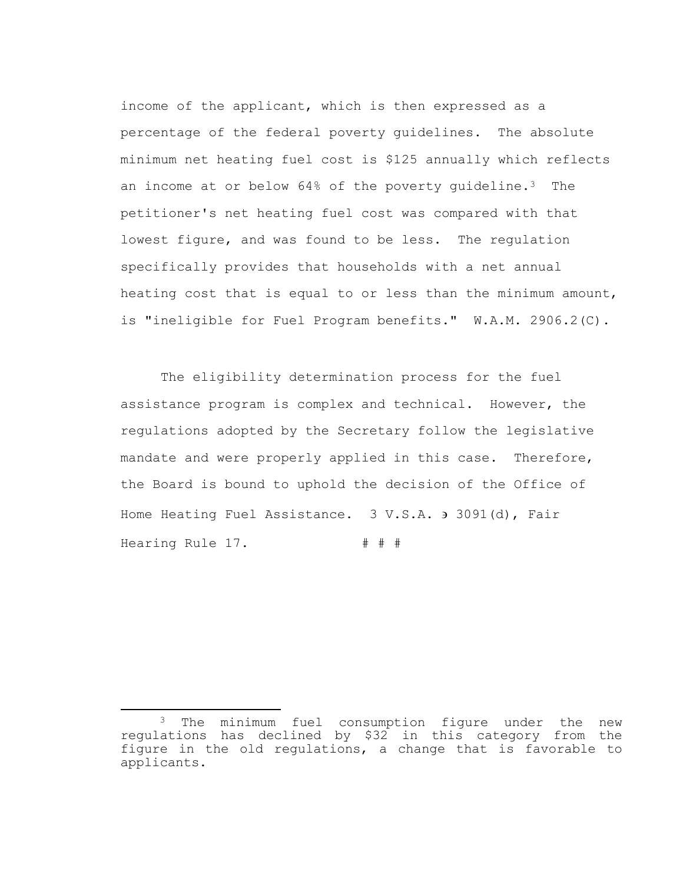income of the applicant, which is then expressed as a percentage of the federal poverty guidelines. The absolute minimum net heating fuel cost is $125 annually which reflects an income at or below 64% of the poverty guideline.[3] The petitioner's net heating fuel cost was compared with that lowest figure, and was found to be less. The regulation specifically provides that households with a net annual heating cost that is equal to or less than the minimum amount, is "ineligible for Fuel Program benefits." W.A.M. 2906.2(C).

The eligibility determination process for the fuel assistance program is complex and technical. However, the regulations adopted by the Secretary follow the legislative mandate and were properly applied in this case. Therefore, the Board is bound to uphold the decision of the Office of Home Heating Fuel Assistance. 3 V.S.A. ϶ 3091(d), Fair Hearing Rule 17.

# # #

[3] The minimum fuel consumption figure under the new regulations has declined by $32 in this category from the figure in the old regulations, a change that is favorable to applicants.